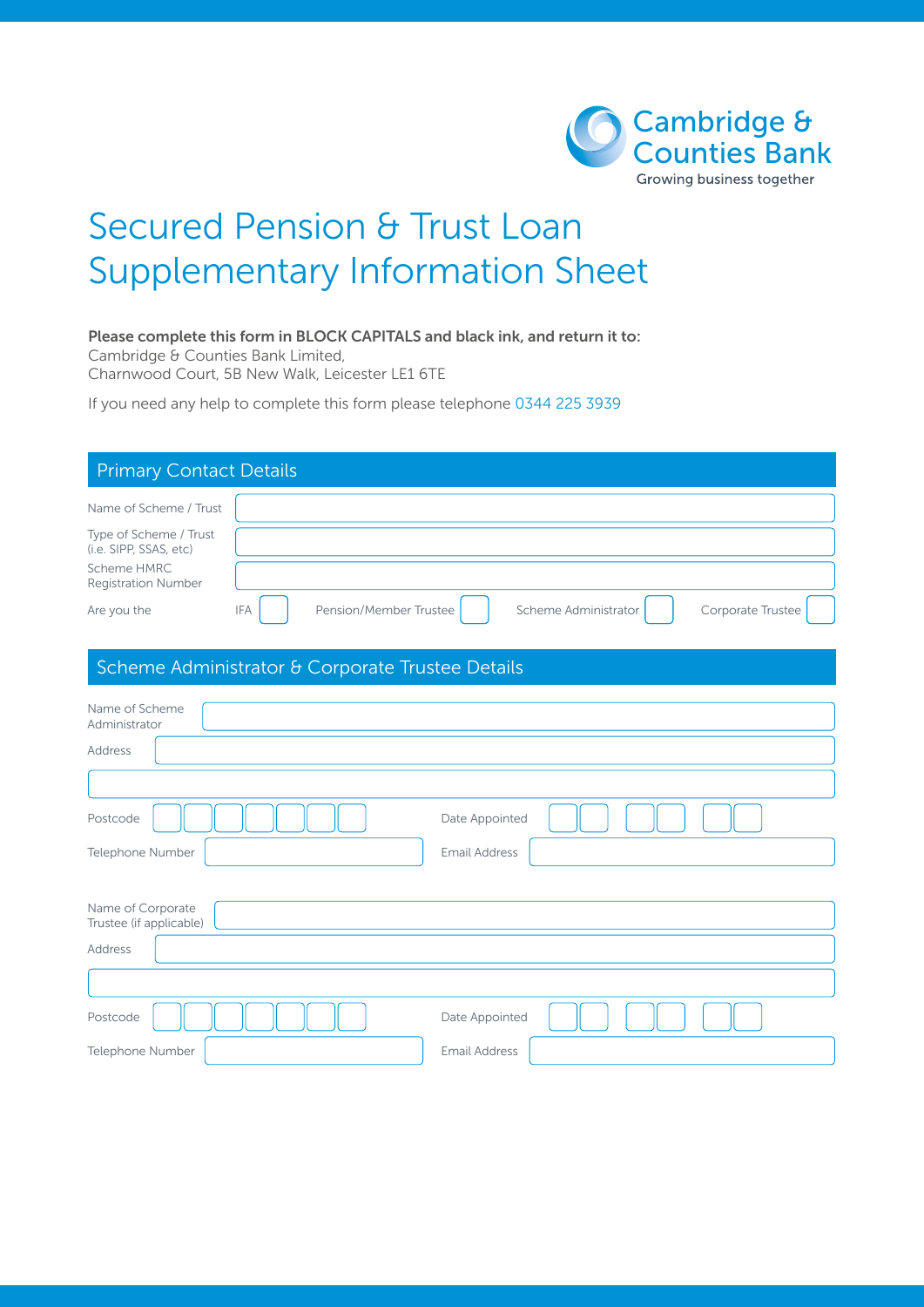Cambridge & Counties Bank

Growing business together

# Secured Pension & Trust Loan Supplementary Information Sheet

**Please complete this form in BLOCK CAPITALS and black ink, and return it to:**
Cambridge & Counties Bank Limited,
Charnwood Court, 5B New Walk, Leicester LE1 6TE

If you need any help to complete this form please telephone 0344 225 3939

## Primary Contact Details

Name of Scheme / Trust

Type of Scheme / Trust (i.e. SIPP, SSAS, etc)

Scheme HMRC Registration Number

Are you the IFA ☐ Pension/Member Trustee ☐ Scheme Administrator ☐ Corporate Trustee ☐

## Scheme Administrator & Corporate Trustee Details

Name of Scheme Administrator

Address

Postcode

Date Appointed

Telephone Number

Email Address

Name of Corporate Trustee (if applicable)

Address

Postcode

Date Appointed

Telephone Number

Email Address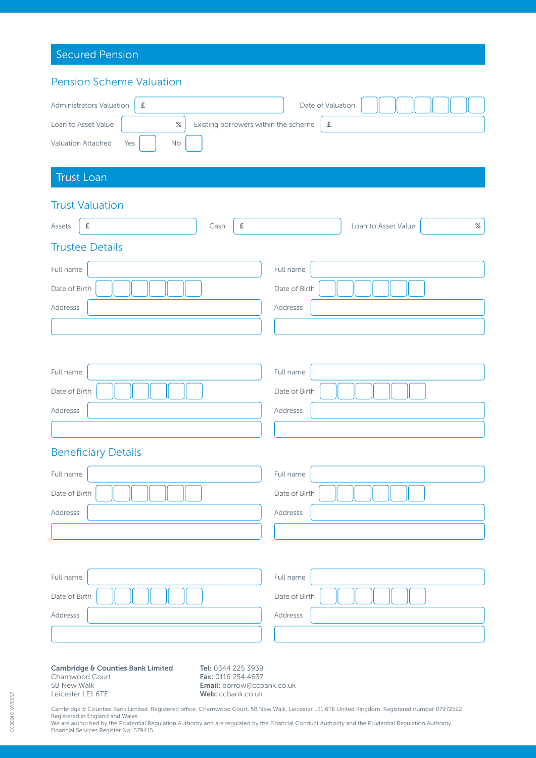## Secured Pension

### Pension Scheme Valuation

Administrators Valuation £

Date of Valuation

Loan to Asset Value %

Existing borrowers within the scheme £

Valuation Attached Yes No

## Trust Loan

### Trust Valuation

Assets £

Cash £

Loan to Asset Value %

### Trustee Details

Full name

Date of Birth

Addresss

Full name

Date of Birth

Addresss

Full name

Date of Birth

Addresss

Full name

Date of Birth

Addresss

### Beneficiary Details

Full name

Date of Birth

Addresss

Full name

Date of Birth

Addresss

Full name

Date of Birth

Addresss

Full name

Date of Birth

Addresss

**Cambridge & Counties Bank Limited**
Charnwood Court
5B New Walk
Leicester LE1 6TE

**Tel:** 0344 225 3939
**Fax:** 0116 254 4637
**Email:** borrow@ccbank.co.uk
**Web:** ccbank.co.uk

Cambridge & Counties Bank Limited. Registered office: Charnwood Court, 5B New Walk, Leicester LE1 6TE United Kingdom. Registered number 07972522. Registered in England and Wales.
We are authorised by the Prudential Regulation Authority and are regulated by the Financial Conduct Authority and the Prudential Regulation Authority. Financial Services Register No: 579415

CCB0240 07/06/17